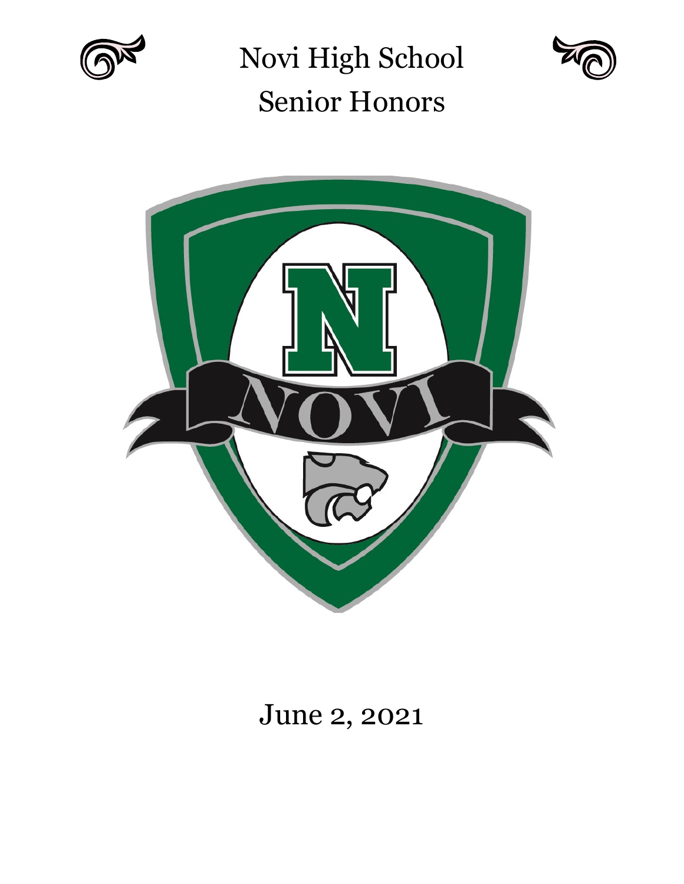# Novi High School
# Senior Honors

June 2, 2021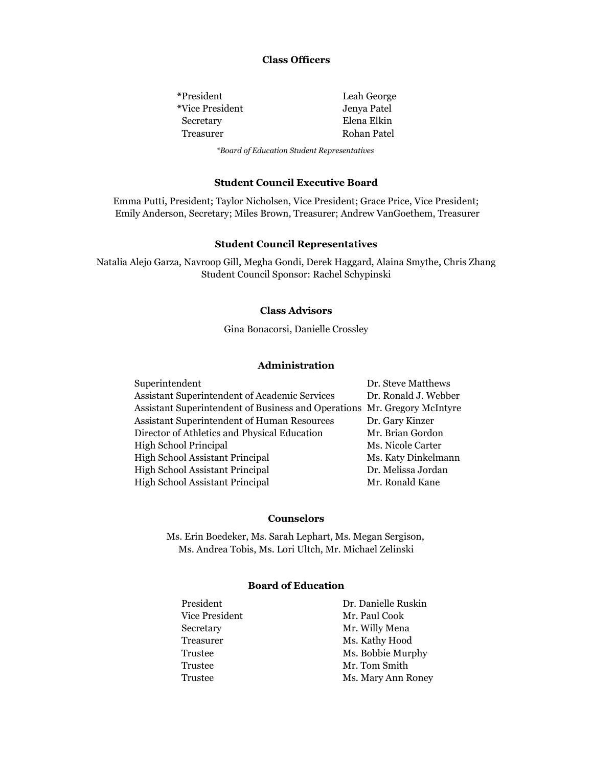## Class Officers

| | |
|---|---|
| *President | Leah George |
| *Vice President | Jenya Patel |
| Secretary | Elena Elkin |
| Treasurer | Rohan Patel |

*\*Board of Education Student Representatives*

## Student Council Executive Board

Emma Putti, President; Taylor Nicholsen, Vice President; Grace Price, Vice President; Emily Anderson, Secretary; Miles Brown, Treasurer; Andrew VanGoethem, Treasurer

## Student Council Representatives

Natalia Alejo Garza, Navroop Gill, Megha Gondi, Derek Haggard, Alaina Smythe, Chris Zhang
Student Council Sponsor: Rachel Schypinski

## Class Advisors

Gina Bonacorsi, Danielle Crossley

## Administration

| | |
|---|---|
| Superintendent | Dr. Steve Matthews |
| Assistant Superintendent of Academic Services | Dr. Ronald J. Webber |
| Assistant Superintendent of Business and Operations | Mr. Gregory McIntyre |
| Assistant Superintendent of Human Resources | Dr. Gary Kinzer |
| Director of Athletics and Physical Education | Mr. Brian Gordon |
| High School Principal | Ms. Nicole Carter |
| High School Assistant Principal | Ms. Katy Dinkelmann |
| High School Assistant Principal | Dr. Melissa Jordan |
| High School Assistant Principal | Mr. Ronald Kane |

## Counselors

Ms. Erin Boedeker, Ms. Sarah Lephart, Ms. Megan Sergison,
Ms. Andrea Tobis, Ms. Lori Ultch, Mr. Michael Zelinski

## Board of Education

| | |
|---|---|
| President | Dr. Danielle Ruskin |
| Vice President | Mr. Paul Cook |
| Secretary | Mr. Willy Mena |
| Treasurer | Ms. Kathy Hood |
| Trustee | Ms. Bobbie Murphy |
| Trustee | Mr. Tom Smith |
| Trustee | Ms. Mary Ann Roney |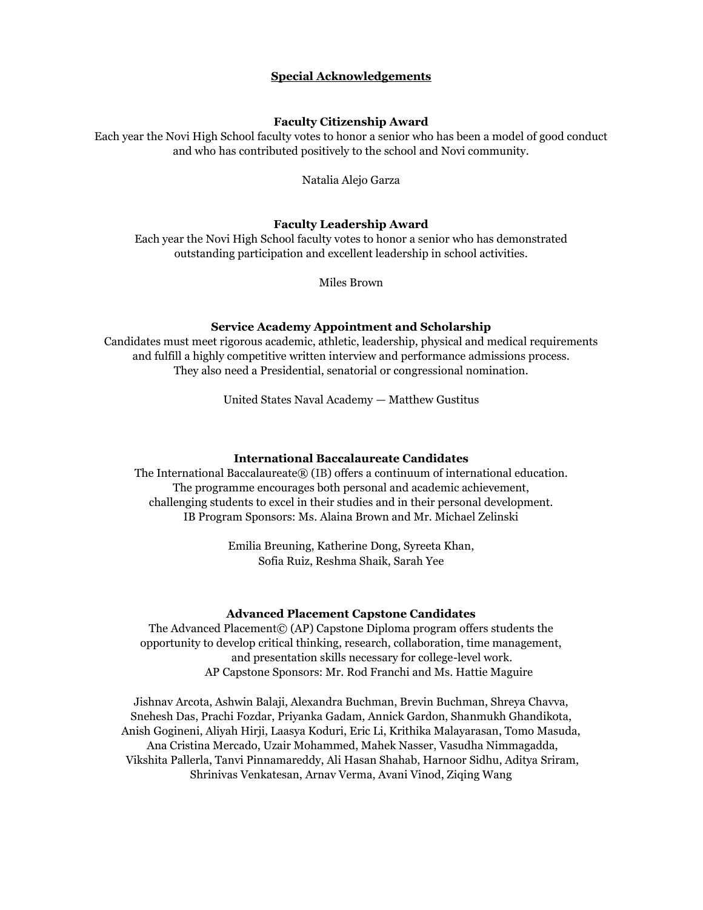## Special Acknowledgements

### Faculty Citizenship Award

Each year the Novi High School faculty votes to honor a senior who has been a model of good conduct and who has contributed positively to the school and Novi community.

Natalia Alejo Garza

### Faculty Leadership Award

Each year the Novi High School faculty votes to honor a senior who has demonstrated outstanding participation and excellent leadership in school activities.

Miles Brown

### Service Academy Appointment and Scholarship

Candidates must meet rigorous academic, athletic, leadership, physical and medical requirements and fulfill a highly competitive written interview and performance admissions process. They also need a Presidential, senatorial or congressional nomination.

United States Naval Academy — Matthew Gustitus

### International Baccalaureate Candidates

The International Baccalaureate® (IB) offers a continuum of international education. The programme encourages both personal and academic achievement, challenging students to excel in their studies and in their personal development. IB Program Sponsors: Ms. Alaina Brown and Mr. Michael Zelinski

Emilia Breuning, Katherine Dong, Syreeta Khan, Sofia Ruiz, Reshma Shaik, Sarah Yee

### Advanced Placement Capstone Candidates

The Advanced Placement© (AP) Capstone Diploma program offers students the opportunity to develop critical thinking, research, collaboration, time management, and presentation skills necessary for college-level work. AP Capstone Sponsors: Mr. Rod Franchi and Ms. Hattie Maguire

Jishnav Arcota, Ashwin Balaji, Alexandra Buchman, Brevin Buchman, Shreya Chavva, Snehesh Das, Prachi Fozdar, Priyanka Gadam, Annick Gardon, Shanmukh Ghandikota, Anish Gogineni, Aliyah Hirji, Laasya Koduri, Eric Li, Krithika Malayarasan, Tomo Masuda, Ana Cristina Mercado, Uzair Mohammed, Mahek Nasser, Vasudha Nimmagadda, Vikshita Pallerla, Tanvi Pinnamareddy, Ali Hasan Shahab, Harnoor Sidhu, Aditya Sriram, Shrinivas Venkatesan, Arnav Verma, Avani Vinod, Ziqing Wang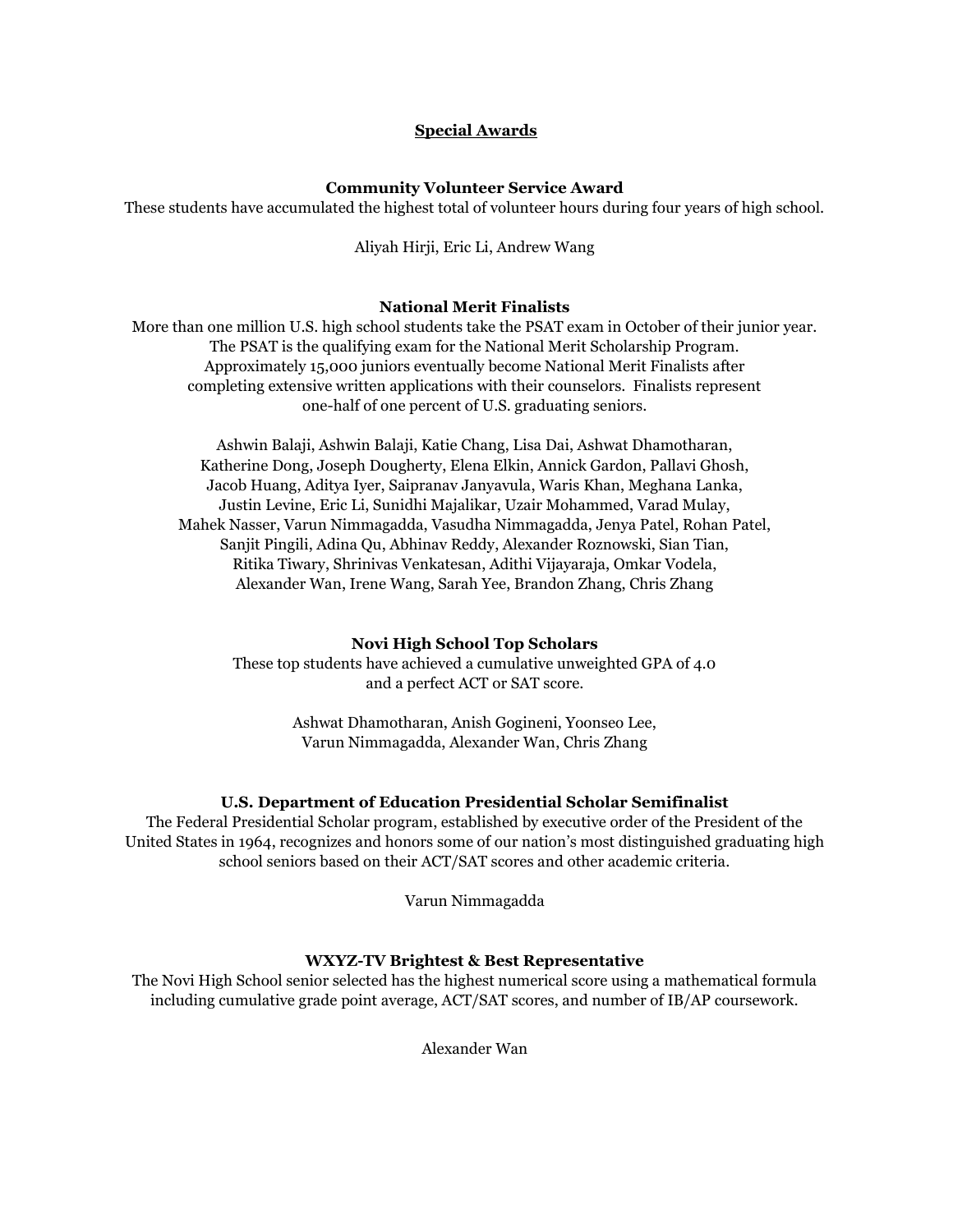## Special Awards

### Community Volunteer Service Award

These students have accumulated the highest total of volunteer hours during four years of high school.

Aliyah Hirji, Eric Li, Andrew Wang

### National Merit Finalists

More than one million U.S. high school students take the PSAT exam in October of their junior year. The PSAT is the qualifying exam for the National Merit Scholarship Program. Approximately 15,000 juniors eventually become National Merit Finalists after completing extensive written applications with their counselors. Finalists represent one-half of one percent of U.S. graduating seniors.

Ashwin Balaji, Ashwin Balaji, Katie Chang, Lisa Dai, Ashwat Dhamotharan, Katherine Dong, Joseph Dougherty, Elena Elkin, Annick Gardon, Pallavi Ghosh, Jacob Huang, Aditya Iyer, Saipranav Janyavula, Waris Khan, Meghana Lanka, Justin Levine, Eric Li, Sunidhi Majalikar, Uzair Mohammed, Varad Mulay, Mahek Nasser, Varun Nimmagadda, Vasudha Nimmagadda, Jenya Patel, Rohan Patel, Sanjit Pingili, Adina Qu, Abhinav Reddy, Alexander Roznowski, Sian Tian, Ritika Tiwary, Shrinivas Venkatesan, Adithi Vijayaraja, Omkar Vodela, Alexander Wan, Irene Wang, Sarah Yee, Brandon Zhang, Chris Zhang

### Novi High School Top Scholars

These top students have achieved a cumulative unweighted GPA of 4.0 and a perfect ACT or SAT score.

Ashwat Dhamotharan, Anish Gogineni, Yoonseo Lee, Varun Nimmagadda, Alexander Wan, Chris Zhang

### U.S. Department of Education Presidential Scholar Semifinalist

The Federal Presidential Scholar program, established by executive order of the President of the United States in 1964, recognizes and honors some of our nation's most distinguished graduating high school seniors based on their ACT/SAT scores and other academic criteria.

Varun Nimmagadda

### WXYZ-TV Brightest & Best Representative

The Novi High School senior selected has the highest numerical score using a mathematical formula including cumulative grade point average, ACT/SAT scores, and number of IB/AP coursework.

Alexander Wan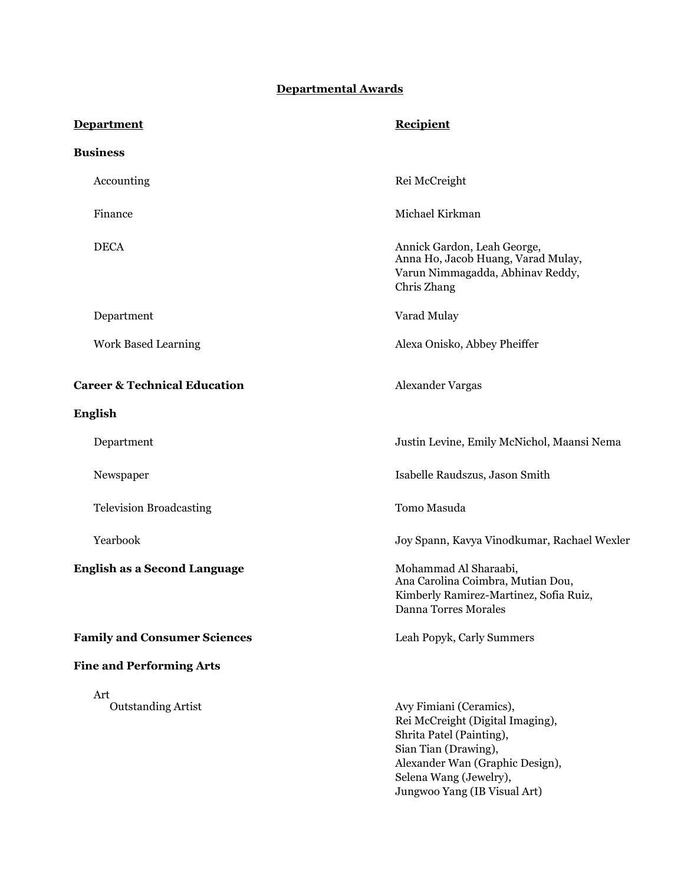**Departmental Awards**

| **Department** | **Recipient** |
|---|---|
| **Business** | |
| Accounting | Rei McCreight |
| Finance | Michael Kirkman |
| DECA | Annick Gardon, Leah George, Anna Ho, Jacob Huang, Varad Mulay, Varun Nimmagadda, Abhinav Reddy, Chris Zhang |
| Department | Varad Mulay |
| Work Based Learning | Alexa Onisko, Abbey Pheiffer |
| **Career & Technical Education** | Alexander Vargas |
| **English** | |
| Department | Justin Levine, Emily McNichol, Maansi Nema |
| Newspaper | Isabelle Raudszus, Jason Smith |
| Television Broadcasting | Tomo Masuda |
| Yearbook | Joy Spann, Kavya Vinodkumar, Rachael Wexler |
| **English as a Second Language** | Mohammad Al Sharaabi, Ana Carolina Coimbra, Mutian Dou, Kimberly Ramirez-Martinez, Sofia Ruiz, Danna Torres Morales |
| **Family and Consumer Sciences** | Leah Popyk, Carly Summers |
| **Fine and Performing Arts** | |
| Art | |
| Outstanding Artist | Avy Fimiani (Ceramics), Rei McCreight (Digital Imaging), Shrita Patel (Painting), Sian Tian (Drawing), Alexander Wan (Graphic Design), Selena Wang (Jewelry), Jungwoo Yang (IB Visual Art) |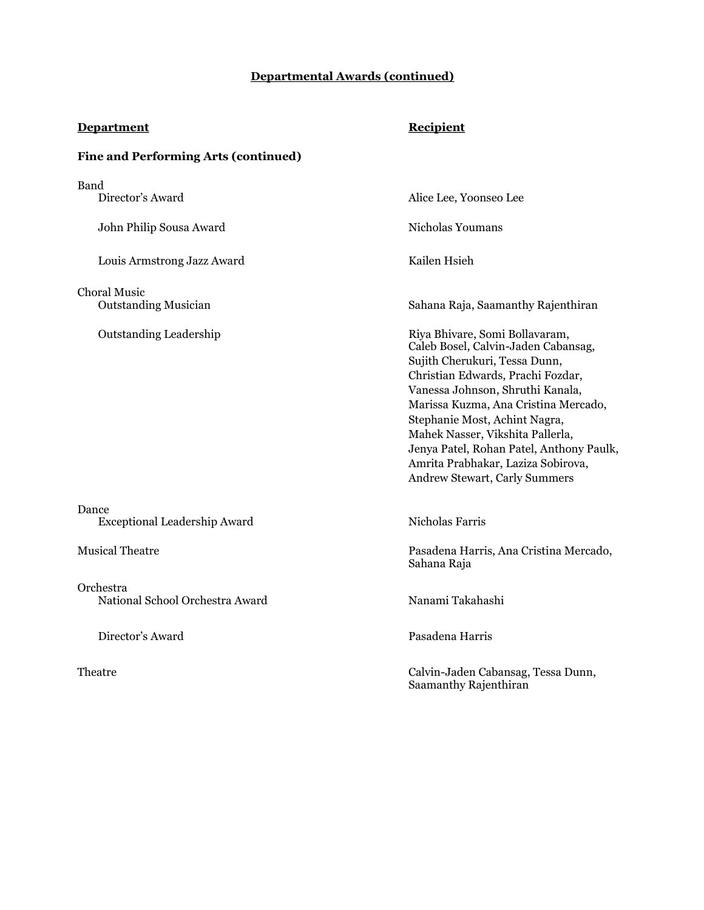## Departmental Awards (continued)

| Department | Recipient |
| --- | --- |
| **Fine and Performing Arts (continued)** | |
| Band | |
| Director's Award | Alice Lee, Yoonseo Lee |
| John Philip Sousa Award | Nicholas Youmans |
| Louis Armstrong Jazz Award | Kailen Hsieh |
| Choral Music | |
| Outstanding Musician | Sahana Raja, Saamanthy Rajenthiran |
| Outstanding Leadership | Riya Bhivare, Somi Bollavaram, Caleb Bosel, Calvin-Jaden Cabansag, Sujith Cherukuri, Tessa Dunn, Christian Edwards, Prachi Fozdar, Vanessa Johnson, Shruthi Kanala, Marissa Kuzma, Ana Cristina Mercado, Stephanie Most, Achint Nagra, Mahek Nasser, Vikshita Pallerla, Jenya Patel, Rohan Patel, Anthony Paulk, Amrita Prabhakar, Laziza Sobirova, Andrew Stewart, Carly Summers |
| Dance | |
| Exceptional Leadership Award | Nicholas Farris |
| Musical Theatre | Pasadena Harris, Ana Cristina Mercado, Sahana Raja |
| Orchestra | |
| National School Orchestra Award | Nanami Takahashi |
| Director's Award | Pasadena Harris |
| Theatre | Calvin-Jaden Cabansag, Tessa Dunn, Saamanthy Rajenthiran |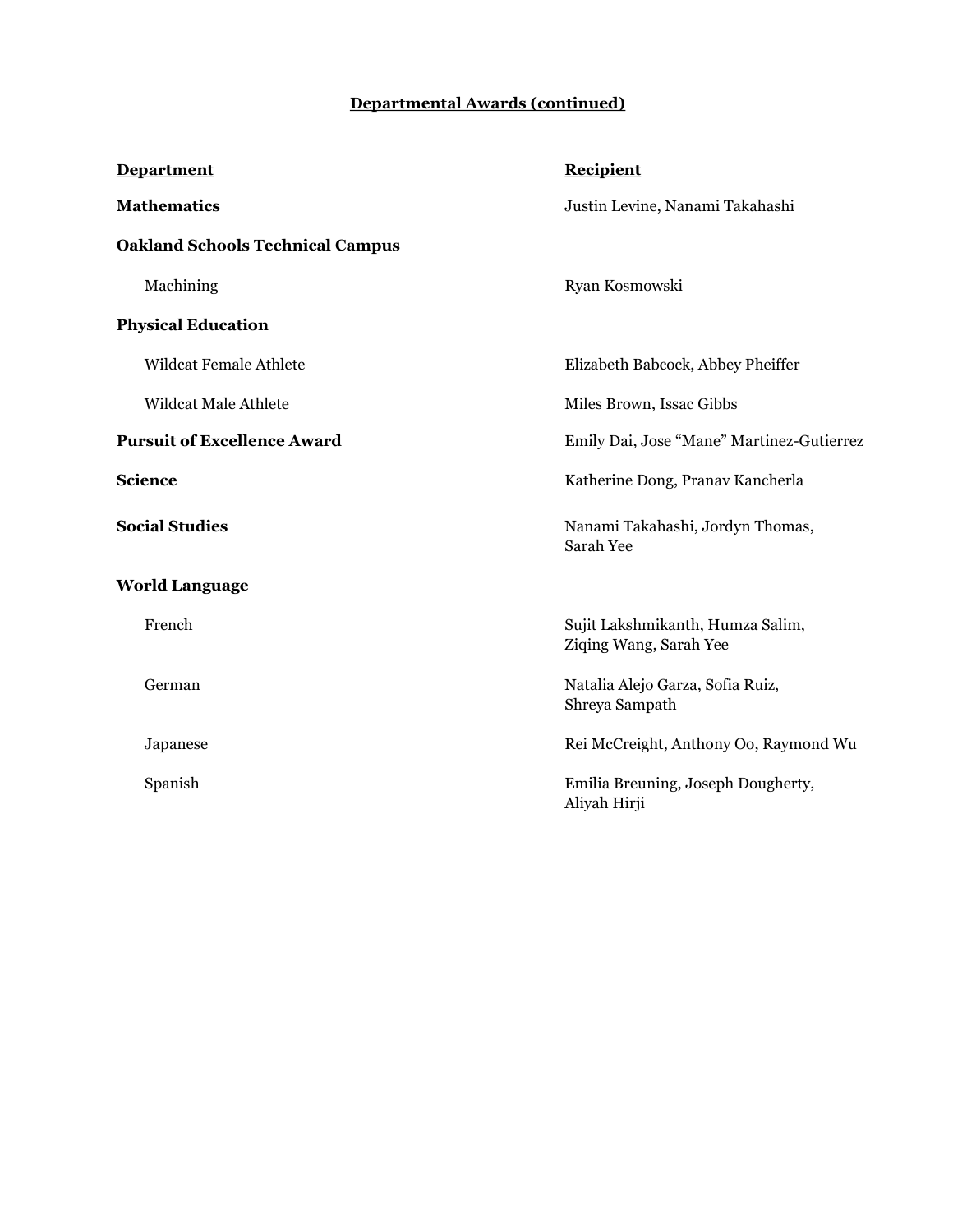## Departmental Awards (continued)

| Department | Recipient |
| --- | --- |
| **Mathematics** | Justin Levine, Nanami Takahashi |
| **Oakland Schools Technical Campus** | |
| Machining | Ryan Kosmowski |
| **Physical Education** | |
| Wildcat Female Athlete | Elizabeth Babcock, Abbey Pheiffer |
| Wildcat Male Athlete | Miles Brown, Issac Gibbs |
| **Pursuit of Excellence Award** | Emily Dai, Jose “Mane” Martinez-Gutierrez |
| **Science** | Katherine Dong, Pranav Kancherla |
| **Social Studies** | Nanami Takahashi, Jordyn Thomas, Sarah Yee |
| **World Language** | |
| French | Sujit Lakshmikanth, Humza Salim, Ziqing Wang, Sarah Yee |
| German | Natalia Alejo Garza, Sofia Ruiz, Shreya Sampath |
| Japanese | Rei McCreight, Anthony Oo, Raymond Wu |
| Spanish | Emilia Breuning, Joseph Dougherty, Aliyah Hirji |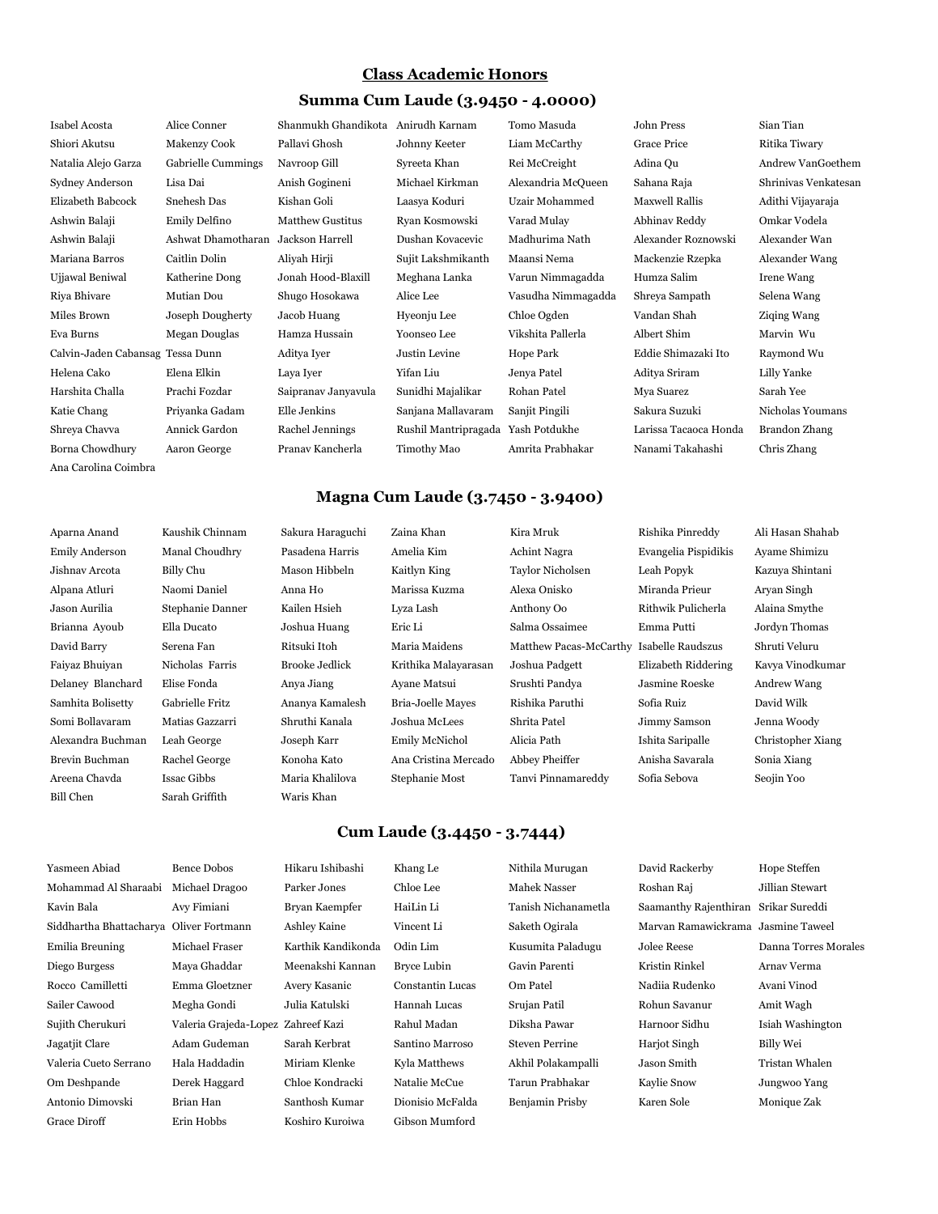## Class Academic Honors

### Summa Cum Laude (3.9450 - 4.0000)

| | | | | | | |
|---|---|---|---|---|---|---|
| Isabel Acosta | Alice Conner | Shanmukh Ghandikota | Anirudh Karnam | Tomo Masuda | John Press | Sian Tian |
| Shiori Akutsu | Makenzy Cook | Pallavi Ghosh | Johnny Keeter | Liam McCarthy | Grace Price | Ritika Tiwary |
| Natalia Alejo Garza | Gabrielle Cummings | Navroop Gill | Syreeta Khan | Rei McCreight | Adina Qu | Andrew VanGoethem |
| Sydney Anderson | Lisa Dai | Anish Gogineni | Michael Kirkman | Alexandria McQueen | Sahana Raja | Shrinivas Venkatesan |
| Elizabeth Babcock | Snehesh Das | Kishan Goli | Laasya Koduri | Uzair Mohammed | Maxwell Rallis | Adithi Vijayaraja |
| Ashwin Balaji | Emily Delfino | Matthew Gustitus | Ryan Kosmowski | Varad Mulay | Abhinav Reddy | Omkar Vodela |
| Ashwin Balaji | Ashwat Dhamotharan | Jackson Harrell | Dushan Kovacevic | Madhurima Nath | Alexander Roznowski | Alexander Wan |
| Mariana Barros | Caitlin Dolin | Aliyah Hirji | Sujit Lakshmikanth | Maansi Nema | Mackenzie Rzepka | Alexander Wang |
| Ujjawal Beniwal | Katherine Dong | Jonah Hood-Blaxill | Meghana Lanka | Varun Nimmagadda | Humza Salim | Irene Wang |
| Riya Bhivare | Mutian Dou | Shugo Hosokawa | Alice Lee | Vasudha Nimmagadda | Shreya Sampath | Selena Wang |
| Miles Brown | Joseph Dougherty | Jacob Huang | Hyeonju Lee | Chloe Ogden | Vandan Shah | Ziqing Wang |
| Eva Burns | Megan Douglas | Hamza Hussain | Yoonseo Lee | Vikshita Pallerla | Albert Shim | Marvin Wu |
| Calvin-Jaden Cabansag | Tessa Dunn | Aditya Iyer | Justin Levine | Hope Park | Eddie Shimazaki Ito | Raymond Wu |
| Helena Cako | Elena Elkin | Laya Iyer | Yifan Liu | Jenya Patel | Aditya Sriram | Lilly Yanke |
| Harshita Challa | Prachi Fozdar | Saipranav Janyavula | Sunidhi Majalikar | Rohan Patel | Mya Suarez | Sarah Yee |
| Katie Chang | Priyanka Gadam | Elle Jenkins | Sanjana Mallavaram | Sanjit Pingili | Sakura Suzuki | Nicholas Youmans |
| Shreya Chavva | Annick Gardon | Rachel Jennings | Rushil Mantripragada | Yash Potdukhe | Larissa Tacaoca Honda | Brandon Zhang |
| Borna Chowdhury | Aaron George | Pranav Kancherla | Timothy Mao | Amrita Prabhakar | Nanami Takahashi | Chris Zhang |
| Ana Carolina Coimbra | | | | | | |

### Magna Cum Laude (3.7450 - 3.9400)

| | | | | | | |
|---|---|---|---|---|---|---|
| Aparna Anand | Kaushik Chinnam | Sakura Haraguchi | Zaina Khan | Kira Mruk | Rishika Pinreddy | Ali Hasan Shahab |
| Emily Anderson | Manal Choudhry | Pasadena Harris | Amelia Kim | Achint Nagra | Evangelia Pispidikis | Ayame Shimizu |
| Jishnav Arcota | Billy Chu | Mason Hibbeln | Kaitlyn King | Taylor Nicholsen | Leah Popyk | Kazuya Shintani |
| Alpana Atluri | Naomi Daniel | Anna Ho | Marissa Kuzma | Alexa Onisko | Miranda Prieur | Aryan Singh |
| Jason Aurilia | Stephanie Danner | Kailen Hsieh | Lyza Lash | Anthony Oo | Rithwik Pulicherla | Alaina Smythe |
| Brianna Ayoub | Ella Ducato | Joshua Huang | Eric Li | Salma Ossaimee | Emma Putti | Jordyn Thomas |
| David Barry | Serena Fan | Ritsuki Itoh | Maria Maidens | Matthew Pacas-McCarthy | Isabelle Raudszus | Shruti Veluru |
| Faiyaz Bhuiyan | Nicholas Farris | Brooke Jedlick | Krithika Malayarasan | Joshua Padgett | Elizabeth Riddering | Kavya Vinodkumar |
| Delaney Blanchard | Elise Fonda | Anya Jiang | Ayane Matsui | Srushti Pandya | Jasmine Roeske | Andrew Wang |
| Samhita Bolisetty | Gabrielle Fritz | Ananya Kamalesh | Bria-Joelle Mayes | Rishika Paruthi | Sofia Ruiz | David Wilk |
| Somi Bollavaram | Matias Gazzarri | Shruthi Kanala | Joshua McLees | Shrita Patel | Jimmy Samson | Jenna Woody |
| Alexandra Buchman | Leah George | Joseph Karr | Emily McNichol | Alicia Path | Ishita Saripalle | Christopher Xiang |
| Brevin Buchman | Rachel George | Konoha Kato | Ana Cristina Mercado | Abbey Pheiffer | Anisha Savarala | Sonia Xiang |
| Areena Chavda | Issac Gibbs | Maria Khalilova | Stephanie Most | Tanvi Pinnamareddy | Sofia Sebova | Seojin Yoo |
| Bill Chen | Sarah Griffith | Waris Khan | | | | |

### Cum Laude (3.4450 - 3.7444)

| | | | | | | |
|---|---|---|---|---|---|---|
| Yasmeen Abiad | Bence Dobos | Hikaru Ishibashi | Khang Le | Nithila Murugan | David Rackerby | Hope Steffen |
| Mohammad Al Sharaabi | Michael Dragoo | Parker Jones | Chloe Lee | Mahek Nasser | Roshan Raj | Jillian Stewart |
| Kavin Bala | Avy Fimiani | Bryan Kaempfer | HaiLin Li | Tanish Nichanametla | Saamanthy Rajenthiran | Srikar Sureddi |
| Siddhartha Bhattacharya | Oliver Fortmann | Ashley Kaine | Vincent Li | Saketh Ogirala | Marvan Ramawickrama | Jasmine Taweel |
| Emilia Breuning | Michael Fraser | Karthik Kandikonda | Odin Lim | Kusumita Paladugu | Jolee Reese | Danna Torres Morales |
| Diego Burgess | Maya Ghaddar | Meenakshi Kannan | Bryce Lubin | Gavin Parenti | Kristin Rinkel | Arnav Verma |
| Rocco Camilletti | Emma Gloetzner | Avery Kasanic | Constantin Lucas | Om Patel | Nadiia Rudenko | Avani Vinod |
| Sailer Cawood | Megha Gondi | Julia Katulski | Hannah Lucas | Srujan Patil | Rohun Savanur | Amit Wagh |
| Sujith Cherukuri | Valeria Grajeda-Lopez | Zahreef Kazi | Rahul Madan | Diksha Pawar | Harnoor Sidhu | Isiah Washington |
| Jagatjit Clare | Adam Gudeman | Sarah Kerbrat | Santino Marroso | Steven Perrine | Harjot Singh | Billy Wei |
| Valeria Cueto Serrano | Hala Haddadin | Miriam Klenke | Kyla Matthews | Akhil Polakampalli | Jason Smith | Tristan Whalen |
| Om Deshpande | Derek Haggard | Chloe Kondracki | Natalie McCue | Tarun Prabhakar | Kaylie Snow | Jungwoo Yang |
| Antonio Dimovski | Brian Han | Santhosh Kumar | Dionisio McFalda | Benjamin Prisby | Karen Sole | Monique Zak |
| Grace Diroff | Erin Hobbs | Koshiro Kuroiwa | Gibson Mumford | | | |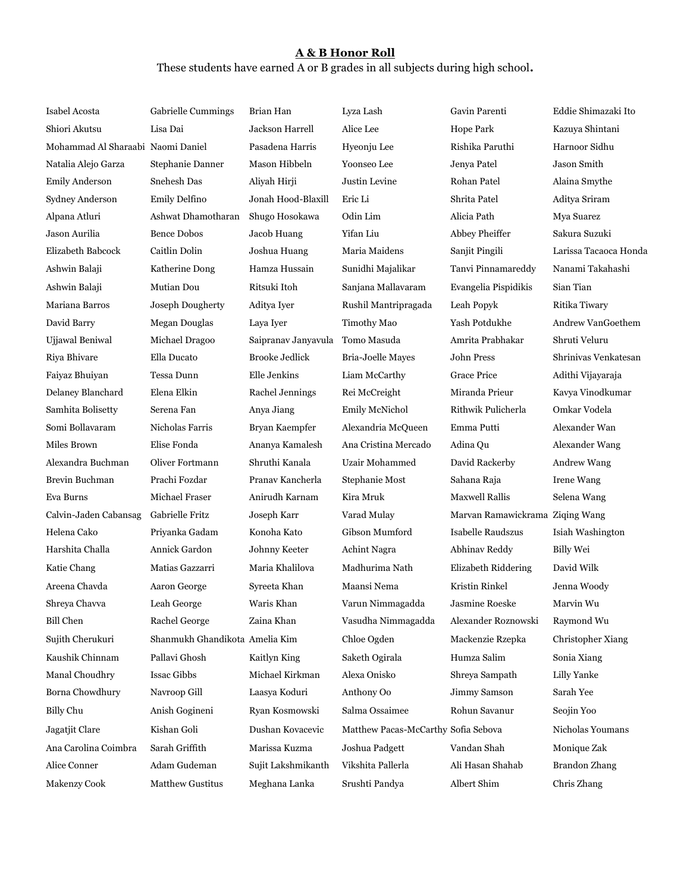**A & B Honor Roll**

These students have earned A or B grades in all subjects during high school.

Isabel Acosta
Shiori Akutsu
Mohammad Al Sharaabi
Natalia Alejo Garza
Emily Anderson
Sydney Anderson
Alpana Atluri
Jason Aurilia
Elizabeth Babcock
Ashwin Balaji
Ashwin Balaji
Mariana Barros
David Barry
Ujjawal Beniwal
Riya Bhivare
Faiyaz Bhuiyan
Delaney Blanchard
Samhita Bolisetty
Somi Bollavaram
Miles Brown
Alexandra Buchman
Brevin Buchman
Eva Burns
Calvin-Jaden Cabansag
Helena Cako
Harshita Challa
Katie Chang
Areena Chavda
Shreya Chavva
Bill Chen
Sujith Cherukuri
Kaushik Chinnam
Manal Choudhry
Borna Chowdhury
Billy Chu
Jagatjit Clare
Ana Carolina Coimbra
Alice Conner
Makenzy Cook

Gabrielle Cummings
Lisa Dai
Naomi Daniel
Stephanie Danner
Snehesh Das
Emily Delfino
Ashwat Dhamotharan
Bence Dobos
Caitlin Dolin
Katherine Dong
Mutian Dou
Joseph Dougherty
Megan Douglas
Michael Dragoo
Ella Ducato
Tessa Dunn
Elena Elkin
Serena Fan
Nicholas Farris
Elise Fonda
Oliver Fortmann
Prachi Fozdar
Michael Fraser
Gabrielle Fritz
Priyanka Gadam
Annick Gardon
Matias Gazzarri
Aaron George
Leah George
Rachel George
Shanmukh Ghandikota
Pallavi Ghosh
Issac Gibbs
Navroop Gill
Anish Gogineni
Kishan Goli
Sarah Griffith
Adam Gudeman
Matthew Gustitus

Brian Han
Jackson Harrell
Pasadena Harris
Mason Hibbeln
Aliyah Hirji
Jonah Hood-Blaxill
Shugo Hosokawa
Jacob Huang
Joshua Huang
Hamza Hussain
Ritsuki Itoh
Aditya Iyer
Laya Iyer
Saipranav Janyavula
Brooke Jedlick
Elle Jenkins
Rachel Jennings
Anya Jiang
Bryan Kaempfer
Ananya Kamalesh
Shruthi Kanala
Pranav Kancherla
Anirudh Karnam
Joseph Karr
Konoha Kato
Johnny Keeter
Maria Khalilova
Syreeta Khan
Waris Khan
Zaina Khan
Amelia Kim
Kaitlyn King
Michael Kirkman
Laasya Koduri
Ryan Kosmowski
Dushan Kovacevic
Marissa Kuzma
Sujit Lakshmikanth
Meghana Lanka

Lyza Lash
Alice Lee
Hyeonju Lee
Yoonseo Lee
Justin Levine
Eric Li
Odin Lim
Yifan Liu
Maria Maidens
Sunidhi Majalikar
Sanjana Mallavaram
Rushil Mantripragada
Timothy Mao
Tomo Masuda
Bria-Joelle Mayes
Liam McCarthy
Rei McCreight
Emily McNichol
Alexandria McQueen
Ana Cristina Mercado
Uzair Mohammed
Stephanie Most
Kira Mruk
Varad Mulay
Gibson Mumford
Achint Nagra
Madhurima Nath
Maansi Nema
Varun Nimmagadda
Vasudha Nimmagadda
Chloe Ogden
Saketh Ogirala
Alexa Onisko
Anthony Oo
Salma Ossaimee
Matthew Pacas-McCarthy
Joshua Padgett
Vikshita Pallerla
Srushti Pandya

Gavin Parenti
Hope Park
Rishika Paruthi
Jenya Patel
Rohan Patel
Shrita Patel
Alicia Path
Abbey Pheiffer
Sanjit Pingili
Tanvi Pinnamareddy
Evangelia Pispidikis
Leah Popyk
Yash Potdukhe
Amrita Prabhakar
John Press
Grace Price
Miranda Prieur
Rithwik Pulicherla
Emma Putti
Adina Qu
David Rackerby
Sahana Raja
Maxwell Rallis
Marvan Ramawickrama
Isabelle Raudszus
Abhinav Reddy
Elizabeth Riddering
Kristin Rinkel
Jasmine Roeske
Alexander Roznowski
Mackenzie Rzepka
Humza Salim
Shreya Sampath
Jimmy Samson
Rohun Savanur
Sofia Sebova
Vandan Shah
Ali Hasan Shahab
Albert Shim

Eddie Shimazaki Ito
Kazuya Shintani
Harnoor Sidhu
Jason Smith
Alaina Smythe
Aditya Sriram
Mya Suarez
Sakura Suzuki
Larissa Tacaoca Honda
Nanami Takahashi
Sian Tian
Ritika Tiwary
Andrew VanGoethem
Shruti Veluru
Shrinivas Venkatesan
Adithi Vijayaraja
Kavya Vinodkumar
Omkar Vodela
Alexander Wan
Alexander Wang
Andrew Wang
Irene Wang
Selena Wang
Ziqing Wang
Isiah Washington
Billy Wei
David Wilk
Jenna Woody
Marvin Wu
Raymond Wu
Christopher Xiang
Sonia Xiang
Lilly Yanke
Sarah Yee
Seojin Yoo
Nicholas Youmans
Monique Zak
Brandon Zhang
Chris Zhang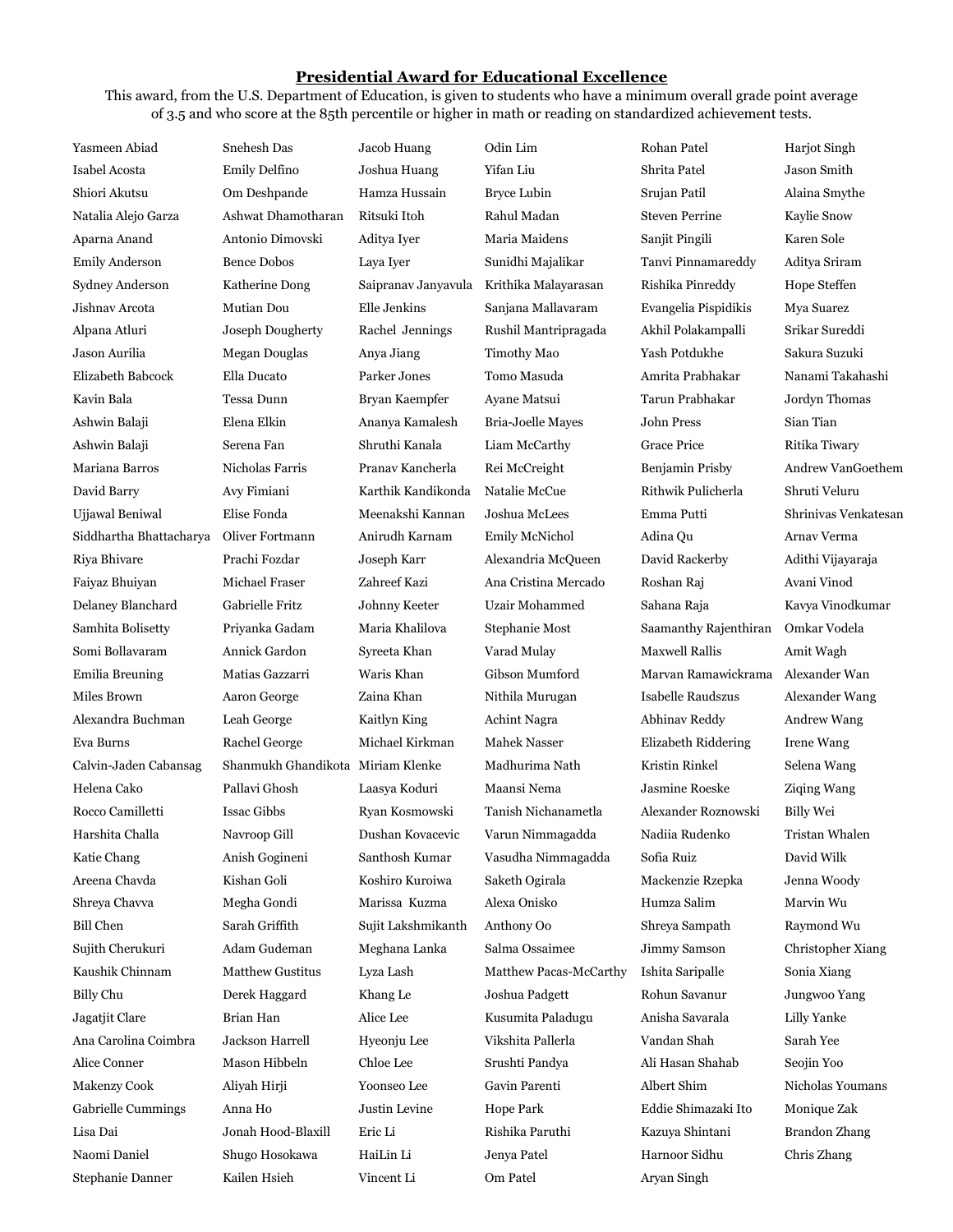**Presidential Award for Educational Excellence**

This award, from the U.S. Department of Education, is given to students who have a minimum overall grade point average of 3.5 and who score at the 85th percentile or higher in math or reading on standardized achievement tests.

Yasmeen Abiad
Isabel Acosta
Shiori Akutsu
Natalia Alejo Garza
Aparna Anand
Emily Anderson
Sydney Anderson
Jishnav Arcota
Alpana Atluri
Jason Aurilia
Elizabeth Babcock
Kavin Bala
Ashwin Balaji
Ashwin Balaji
Mariana Barros
David Barry
Ujjawal Beniwal
Siddhartha Bhattacharya
Riya Bhivare
Faiyaz Bhuiyan
Delaney Blanchard
Samhita Bolisetty
Somi Bollavaram
Emilia Breuning
Miles Brown
Alexandra Buchman
Eva Burns
Calvin-Jaden Cabansag
Helena Cako
Rocco Camilletti
Harshita Challa
Katie Chang
Areena Chavda
Shreya Chavva
Bill Chen
Sujith Cherukuri
Kaushik Chinnam
Billy Chu
Jagatjit Clare
Ana Carolina Coimbra
Alice Conner
Makenzy Cook
Gabrielle Cummings
Lisa Dai
Naomi Daniel
Stephanie Danner
Snehesh Das
Emily Delfino
Om Deshpande
Ashwat Dhamotharan
Antonio Dimovski
Bence Dobos
Katherine Dong
Mutian Dou
Joseph Dougherty
Megan Douglas
Ella Ducato
Tessa Dunn
Elena Elkin
Serena Fan
Nicholas Farris
Avy Fimiani
Elise Fonda
Oliver Fortmann
Prachi Fozdar
Michael Fraser
Gabrielle Fritz
Priyanka Gadam
Annick Gardon
Matias Gazzarri
Aaron George
Leah George
Rachel George
Shanmukh Ghandikota
Pallavi Ghosh
Issac Gibbs
Navroop Gill
Anish Gogineni
Kishan Goli
Megha Gondi
Sarah Griffith
Adam Gudeman
Matthew Gustitus
Derek Haggard
Brian Han
Jackson Harrell
Mason Hibbeln
Aliyah Hirji
Anna Ho
Jonah Hood-Blaxill
Shugo Hosokawa
Kailen Hsieh
Jacob Huang
Joshua Huang
Hamza Hussain
Ritsuki Itoh
Aditya Iyer
Laya Iyer
Saipranav Janyavula
Elle Jenkins
Rachel Jennings
Anya Jiang
Parker Jones
Bryan Kaempfer
Ananya Kamalesh
Shruthi Kanala
Pranav Kancherla
Karthik Kandikonda
Meenakshi Kannan
Anirudh Karnam
Joseph Karr
Zahreef Kazi
Johnny Keeter
Maria Khalilova
Syreeta Khan
Waris Khan
Zaina Khan
Kaitlyn King
Michael Kirkman
Miriam Klenke
Laasya Koduri
Ryan Kosmowski
Dushan Kovacevic
Santhosh Kumar
Koshiro Kuroiwa
Marissa Kuzma
Sujit Lakshmikanth
Meghana Lanka
Lyza Lash
Khang Le
Alice Lee
Hyeonju Lee
Chloe Lee
Yoonseo Lee
Justin Levine
Eric Li
HaiLin Li
Vincent Li
Odin Lim
Yifan Liu
Bryce Lubin
Rahul Madan
Maria Maidens
Sunidhi Majalikar
Krithika Malayarasan
Sanjana Mallavaram
Rushil Mantripragada
Timothy Mao
Tomo Masuda
Ayane Matsui
Bria-Joelle Mayes
Liam McCarthy
Rei McCreight
Natalie McCue
Joshua McLees
Emily McNichol
Alexandria McQueen
Ana Cristina Mercado
Uzair Mohammed
Stephanie Most
Varad Mulay
Gibson Mumford
Nithila Murugan
Achint Nagra
Mahek Nasser
Madhurima Nath
Maansi Nema
Tanish Nichanametla
Varun Nimmagadda
Vasudha Nimmagadda
Saketh Ogirala
Alexa Onisko
Anthony Oo
Salma Ossaimee
Matthew Pacas-McCarthy
Joshua Padgett
Kusumita Paladugu
Vikshita Pallerla
Srushti Pandya
Gavin Parenti
Hope Park
Rishika Paruthi
Jenya Patel
Om Patel
Rohan Patel
Shrita Patel
Srujan Patil
Steven Perrine
Sanjit Pingili
Tanvi Pinnamareddy
Rishika Pinreddy
Evangelia Pispidikis
Akhil Polakampalli
Yash Potdukhe
Amrita Prabhakar
Tarun Prabhakar
John Press
Grace Price
Benjamin Prisby
Rithwik Pulicherla
Emma Putti
Adina Qu
David Rackerby
Roshan Raj
Sahana Raja
Saamanthy Rajenthiran
Maxwell Rallis
Marvan Ramawickrama
Isabelle Raudszus
Abhinav Reddy
Elizabeth Riddering
Kristin Rinkel
Jasmine Roeske
Alexander Roznowski
Nadiia Rudenko
Sofia Ruiz
Mackenzie Rzepka
Humza Salim
Shreya Sampath
Jimmy Samson
Ishita Saripalle
Rohun Savanur
Anisha Savarala
Vandan Shah
Ali Hasan Shahab
Albert Shim
Eddie Shimazaki Ito
Kazuya Shintani
Harnoor Sidhu
Aryan Singh
Harjot Singh
Jason Smith
Alaina Smythe
Kaylie Snow
Karen Sole
Aditya Sriram
Hope Steffen
Mya Suarez
Srikar Sureddi
Sakura Suzuki
Nanami Takahashi
Jordyn Thomas
Sian Tian
Ritika Tiwary
Andrew VanGoethem
Shruti Veluru
Shrinivas Venkatesan
Arnav Verma
Adithi Vijayaraja
Avani Vinod
Kavya Vinodkumar
Omkar Vodela
Amit Wagh
Alexander Wan
Alexander Wang
Andrew Wang
Irene Wang
Selena Wang
Ziqing Wang
Billy Wei
Tristan Whalen
David Wilk
Jenna Woody
Marvin Wu
Raymond Wu
Christopher Xiang
Sonia Xiang
Jungwoo Yang
Lilly Yanke
Sarah Yee
Seojin Yoo
Nicholas Youmans
Monique Zak
Brandon Zhang
Chris Zhang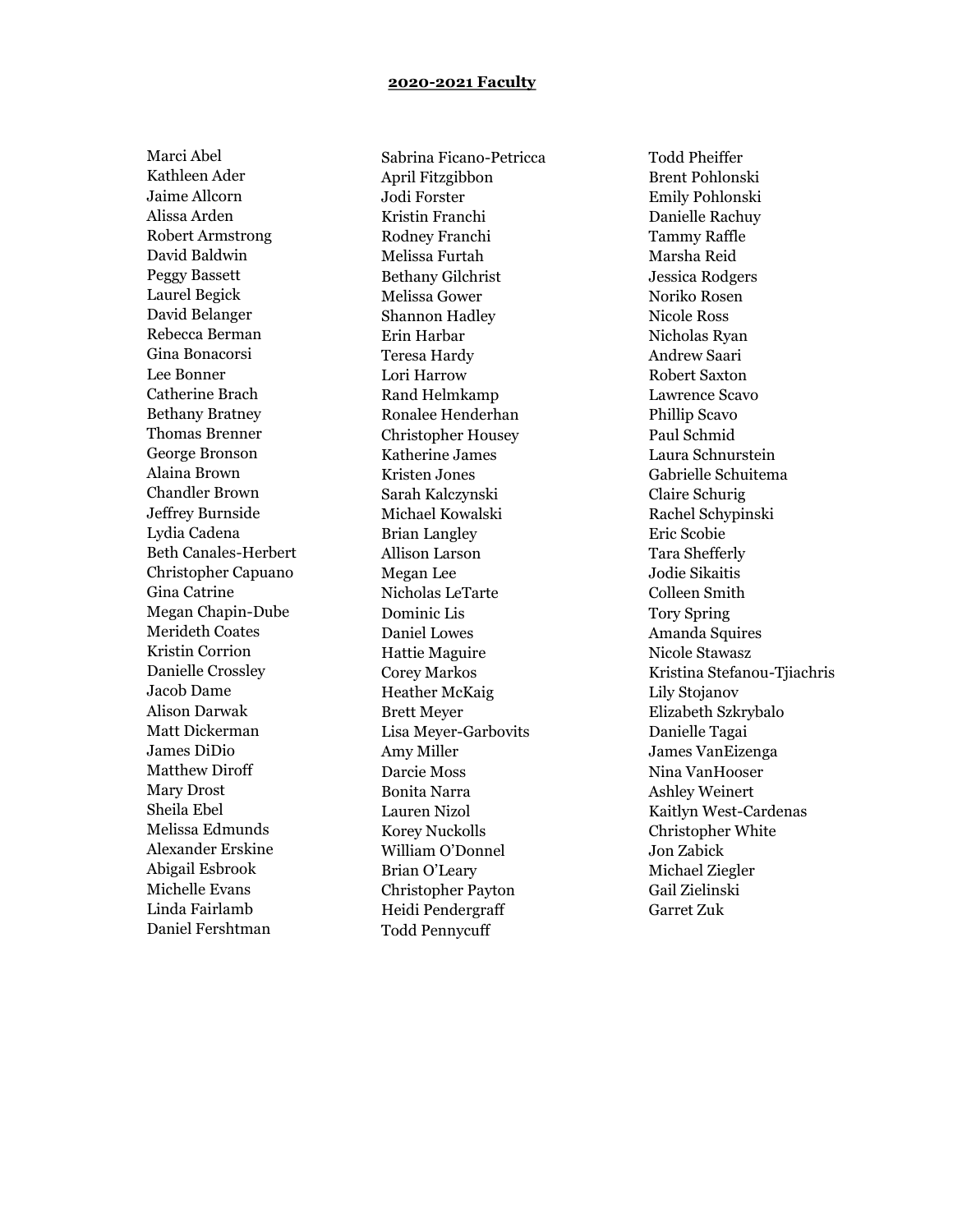**2020-2021 Faculty**

Marci Abel
Kathleen Ader
Jaime Allcorn
Alissa Arden
Robert Armstrong
David Baldwin
Peggy Bassett
Laurel Begick
David Belanger
Rebecca Berman
Gina Bonacorsi
Lee Bonner
Catherine Brach
Bethany Bratney
Thomas Brenner
George Bronson
Alaina Brown
Chandler Brown
Jeffrey Burnside
Lydia Cadena
Beth Canales-Herbert
Christopher Capuano
Gina Catrine
Megan Chapin-Dube
Merideth Coates
Kristin Corrion
Danielle Crossley
Jacob Dame
Alison Darwak
Matt Dickerman
James DiDio
Matthew Diroff
Mary Drost
Sheila Ebel
Melissa Edmunds
Alexander Erskine
Abigail Esbrook
Michelle Evans
Linda Fairlamb
Daniel Fershtman
Sabrina Ficano-Petricca
April Fitzgibbon
Jodi Forster
Kristin Franchi
Rodney Franchi
Melissa Furtah
Bethany Gilchrist
Melissa Gower
Shannon Hadley
Erin Harbar
Teresa Hardy
Lori Harrow
Rand Helmkamp
Ronalee Henderhan
Christopher Housey
Katherine James
Kristen Jones
Sarah Kalczynski
Michael Kowalski
Brian Langley
Allison Larson
Megan Lee
Nicholas LeTarte
Dominic Lis
Daniel Lowes
Hattie Maguire
Corey Markos
Heather McKaig
Brett Meyer
Lisa Meyer-Garbovits
Amy Miller
Darcie Moss
Bonita Narra
Lauren Nizol
Korey Nuckolls
William O'Donnel
Brian O'Leary
Christopher Payton
Heidi Pendergraff
Todd Pennycuff
Todd Pheiffer
Brent Pohlonski
Emily Pohlonski
Danielle Rachuy
Tammy Raffle
Marsha Reid
Jessica Rodgers
Noriko Rosen
Nicole Ross
Nicholas Ryan
Andrew Saari
Robert Saxton
Lawrence Scavo
Phillip Scavo
Paul Schmid
Laura Schnurstein
Gabrielle Schuitema
Claire Schurig
Rachel Schypinski
Eric Scobie
Tara Shefferly
Jodie Sikaitis
Colleen Smith
Tory Spring
Amanda Squires
Nicole Stawasz
Kristina Stefanou-Tjiachris
Lily Stojanov
Elizabeth Szkrybalo
Danielle Tagai
James VanEizenga
Nina VanHooser
Ashley Weinert
Kaitlyn West-Cardenas
Christopher White
Jon Zabick
Michael Ziegler
Gail Zielinski
Garret Zuk